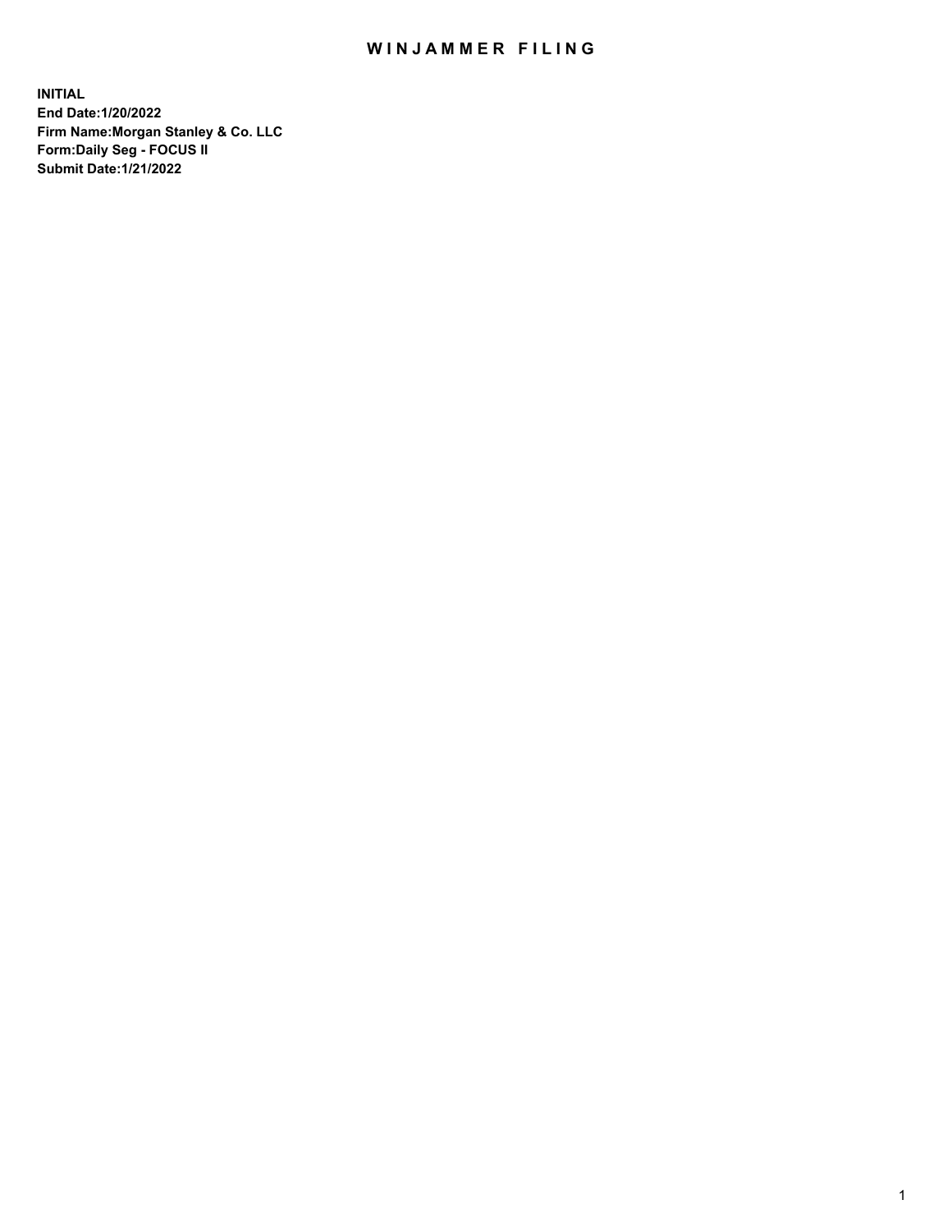# WINJAMMER FILING

**INITIAL**
**End Date:1/20/2022**
**Firm Name:Morgan Stanley & Co. LLC**
**Form:Daily Seg - FOCUS II**
**Submit Date:1/21/2022**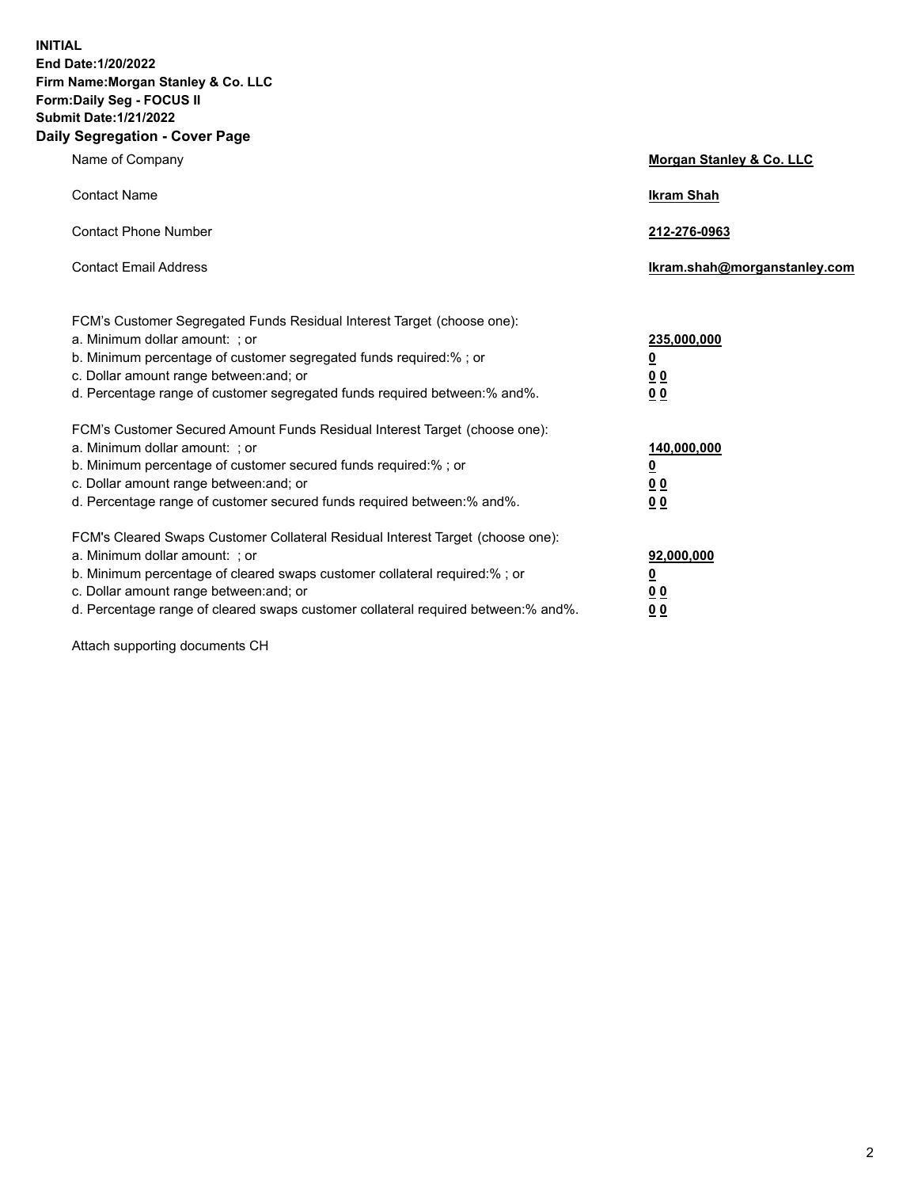**INITIAL**
**End Date:1/20/2022**
**Firm Name:Morgan Stanley & Co. LLC**
**Form:Daily Seg - FOCUS II**
**Submit Date:1/21/2022**

## Daily Segregation - Cover Page

| | |
|---|---|
| Name of Company | **Morgan Stanley & Co. LLC** |
| Contact Name | **Ikram Shah** |
| Contact Phone Number | **212-276-0963** |
| Contact Email Address | **Ikram.shah@morganstanley.com** |

| | |
|---|---|
| FCM's Customer Segregated Funds Residual Interest Target (choose one): | |
| a. Minimum dollar amount: ; or | **235,000,000** |
| b. Minimum percentage of customer segregated funds required:% ; or | **0** |
| c. Dollar amount range between:and; or | **0 0** |
| d. Percentage range of customer segregated funds required between:% and%. | **0 0** |
| FCM's Customer Secured Amount Funds Residual Interest Target (choose one): | |
| a. Minimum dollar amount: ; or | **140,000,000** |
| b. Minimum percentage of customer secured funds required:% ; or | **0** |
| c. Dollar amount range between:and; or | **0 0** |
| d. Percentage range of customer secured funds required between:% and%. | **0 0** |
| FCM's Cleared Swaps Customer Collateral Residual Interest Target (choose one): | |
| a. Minimum dollar amount: ; or | **92,000,000** |
| b. Minimum percentage of cleared swaps customer collateral required:% ; or | **0** |
| c. Dollar amount range between:and; or | **0 0** |
| d. Percentage range of cleared swaps customer collateral required between:% and%. | **0 0** |

Attach supporting documents CH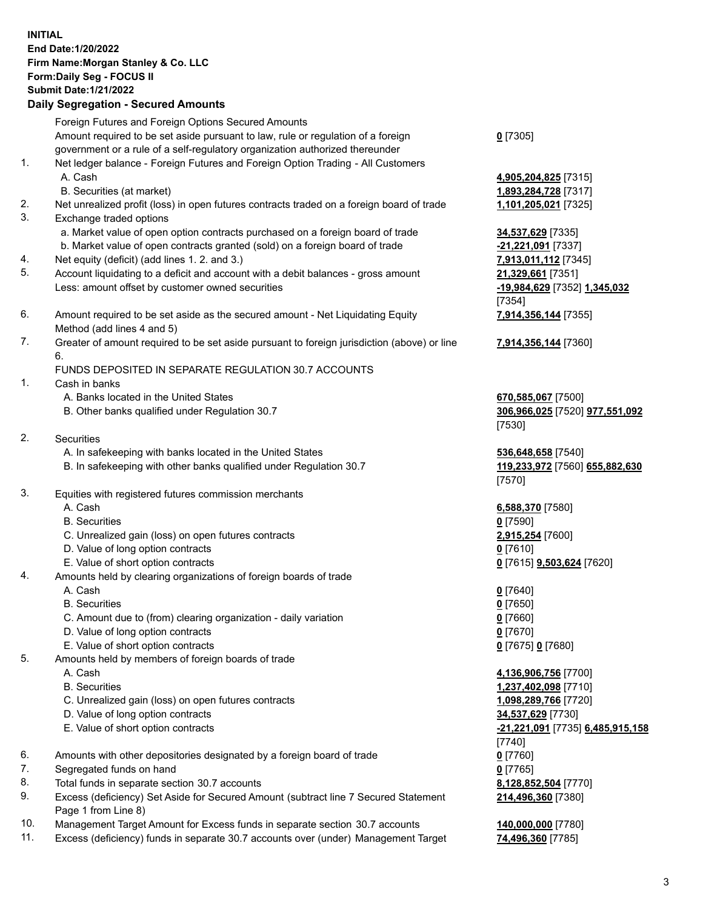**INITIAL**
**End Date:1/20/2022**
**Firm Name:Morgan Stanley & Co. LLC**
**Form:Daily Seg - FOCUS II**
**Submit Date:1/21/2022**

## Daily Segregation - Secured Amounts

| | | |
|---|---|---|
| | Foreign Futures and Foreign Options Secured Amounts | |
| | Amount required to be set aside pursuant to law, rule or regulation of a foreign government or a rule of a self-regulatory organization authorized thereunder | **0** [7305] |
| 1. | Net ledger balance - Foreign Futures and Foreign Option Trading - All Customers | |
| | A. Cash | **4,905,204,825** [7315] |
| | B. Securities (at market) | **1,893,284,728** [7317] |
| 2. | Net unrealized profit (loss) in open futures contracts traded on a foreign board of trade | **1,101,205,021** [7325] |
| 3. | Exchange traded options | |
| | a. Market value of open option contracts purchased on a foreign board of trade | **34,537,629** [7335] |
| | b. Market value of open contracts granted (sold) on a foreign board of trade | **-21,221,091** [7337] |
| 4. | Net equity (deficit) (add lines 1. 2. and 3.) | **7,913,011,112** [7345] |
| 5. | Account liquidating to a deficit and account with a debit balances - gross amount | **21,329,661** [7351] |
| | Less: amount offset by customer owned securities | **-19,984,629** [7352] **1,345,032** [7354] |
| 6. | Amount required to be set aside as the secured amount - Net Liquidating Equity Method (add lines 4 and 5) | **7,914,356,144** [7355] |
| 7. | Greater of amount required to be set aside pursuant to foreign jurisdiction (above) or line 6. | **7,914,356,144** [7360] |
| | FUNDS DEPOSITED IN SEPARATE REGULATION 30.7 ACCOUNTS | |
| 1. | Cash in banks | |
| | A. Banks located in the United States | **670,585,067** [7500] |
| | B. Other banks qualified under Regulation 30.7 | **306,966,025** [7520] **977,551,092** [7530] |
| 2. | Securities | |
| | A. In safekeeping with banks located in the United States | **536,648,658** [7540] |
| | B. In safekeeping with other banks qualified under Regulation 30.7 | **119,233,972** [7560] **655,882,630** [7570] |
| 3. | Equities with registered futures commission merchants | |
| | A. Cash | **6,588,370** [7580] |
| | B. Securities | **0** [7590] |
| | C. Unrealized gain (loss) on open futures contracts | **2,915,254** [7600] |
| | D. Value of long option contracts | **0** [7610] |
| | E. Value of short option contracts | **0** [7615] **9,503,624** [7620] |
| 4. | Amounts held by clearing organizations of foreign boards of trade | |
| | A. Cash | **0** [7640] |
| | B. Securities | **0** [7650] |
| | C. Amount due to (from) clearing organization - daily variation | **0** [7660] |
| | D. Value of long option contracts | **0** [7670] |
| | E. Value of short option contracts | **0** [7675] **0** [7680] |
| 5. | Amounts held by members of foreign boards of trade | |
| | A. Cash | **4,136,906,756** [7700] |
| | B. Securities | **1,237,402,098** [7710] |
| | C. Unrealized gain (loss) on open futures contracts | **1,098,289,766** [7720] |
| | D. Value of long option contracts | **34,537,629** [7730] |
| | E. Value of short option contracts | **-21,221,091** [7735] **6,485,915,158** [7740] |
| 6. | Amounts with other depositories designated by a foreign board of trade | **0** [7760] |
| 7. | Segregated funds on hand | **0** [7765] |
| 8. | Total funds in separate section 30.7 accounts | **8,128,852,504** [7770] |
| 9. | Excess (deficiency) Set Aside for Secured Amount (subtract line 7 Secured Statement Page 1 from Line 8) | **214,496,360** [7380] |
| 10. | Management Target Amount for Excess funds in separate section 30.7 accounts | **140,000,000** [7780] |
| 11. | Excess (deficiency) funds in separate 30.7 accounts over (under) Management Target | **74,496,360** [7785] |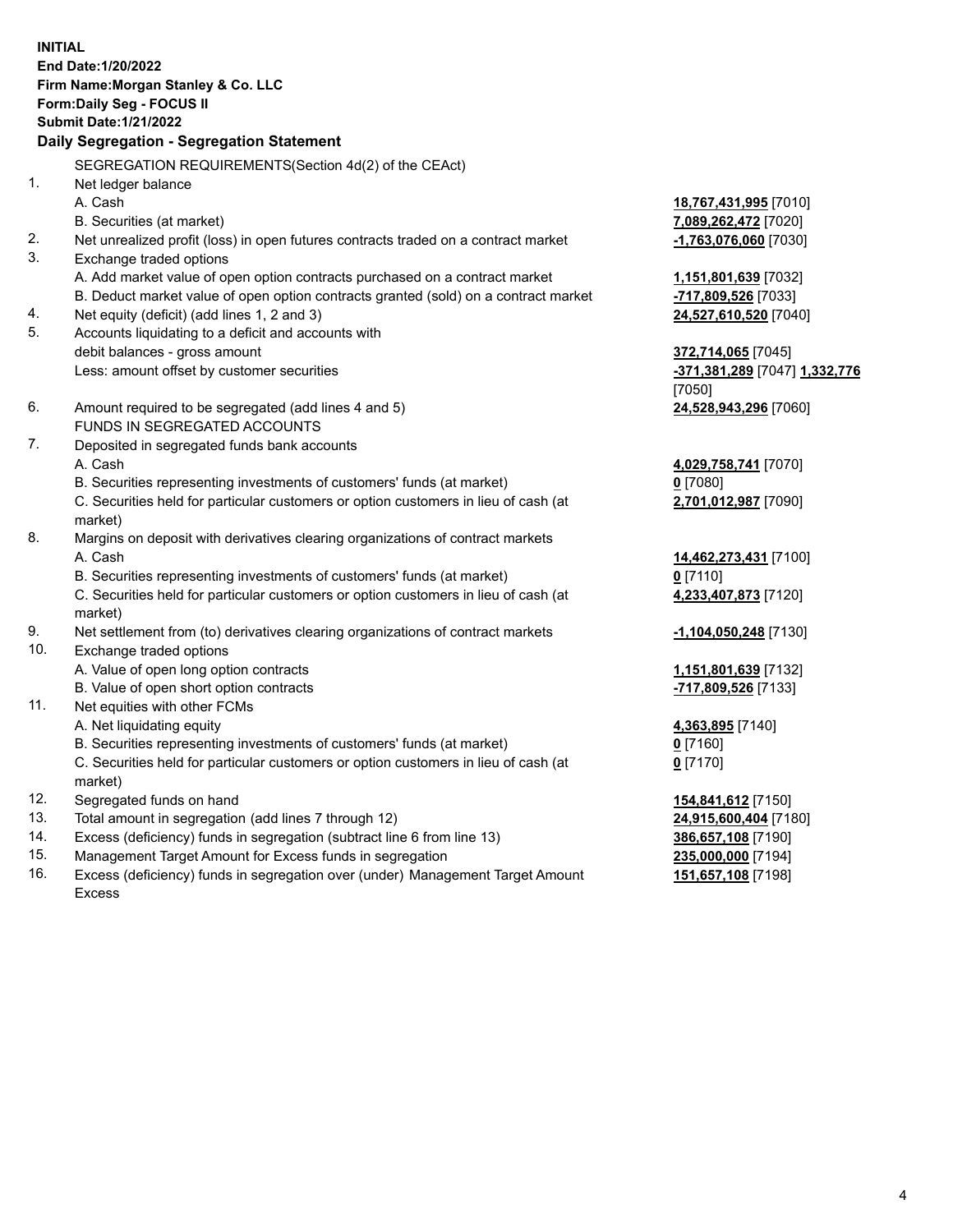**INITIAL**
**End Date:1/20/2022**
**Firm Name:Morgan Stanley & Co. LLC**
**Form:Daily Seg - FOCUS II**
**Submit Date:1/21/2022**

## Daily Segregation - Segregation Statement

| | | |
|---|---|---|
| | SEGREGATION REQUIREMENTS(Section 4d(2) of the CEAct) | |
| 1. | Net ledger balance | |
| | A. Cash | **18,767,431,995** [7010] |
| | B. Securities (at market) | **7,089,262,472** [7020] |
| 2. | Net unrealized profit (loss) in open futures contracts traded on a contract market | **-1,763,076,060** [7030] |
| 3. | Exchange traded options | |
| | A. Add market value of open option contracts purchased on a contract market | **1,151,801,639** [7032] |
| | B. Deduct market value of open option contracts granted (sold) on a contract market | **-717,809,526** [7033] |
| 4. | Net equity (deficit) (add lines 1, 2 and 3) | **24,527,610,520** [7040] |
| 5. | Accounts liquidating to a deficit and accounts with debit balances - gross amount | **372,714,065** [7045] |
| | Less: amount offset by customer securities | **-371,381,289** [7047] **1,332,776** [7050] |
| 6. | Amount required to be segregated (add lines 4 and 5) | **24,528,943,296** [7060] |
| | FUNDS IN SEGREGATED ACCOUNTS | |
| 7. | Deposited in segregated funds bank accounts | |
| | A. Cash | **4,029,758,741** [7070] |
| | B. Securities representing investments of customers' funds (at market) | **0** [7080] |
| | C. Securities held for particular customers or option customers in lieu of cash (at market) | **2,701,012,987** [7090] |
| 8. | Margins on deposit with derivatives clearing organizations of contract markets | |
| | A. Cash | **14,462,273,431** [7100] |
| | B. Securities representing investments of customers' funds (at market) | **0** [7110] |
| | C. Securities held for particular customers or option customers in lieu of cash (at market) | **4,233,407,873** [7120] |
| 9. | Net settlement from (to) derivatives clearing organizations of contract markets | **-1,104,050,248** [7130] |
| 10. | Exchange traded options | |
| | A. Value of open long option contracts | **1,151,801,639** [7132] |
| | B. Value of open short option contracts | **-717,809,526** [7133] |
| 11. | Net equities with other FCMs | |
| | A. Net liquidating equity | **4,363,895** [7140] |
| | B. Securities representing investments of customers' funds (at market) | **0** [7160] |
| | C. Securities held for particular customers or option customers in lieu of cash (at market) | **0** [7170] |
| 12. | Segregated funds on hand | **154,841,612** [7150] |
| 13. | Total amount in segregation (add lines 7 through 12) | **24,915,600,404** [7180] |
| 14. | Excess (deficiency) funds in segregation (subtract line 6 from line 13) | **386,657,108** [7190] |
| 15. | Management Target Amount for Excess funds in segregation | **235,000,000** [7194] |
| 16. | Excess (deficiency) funds in segregation over (under) Management Target Amount Excess | **151,657,108** [7198] |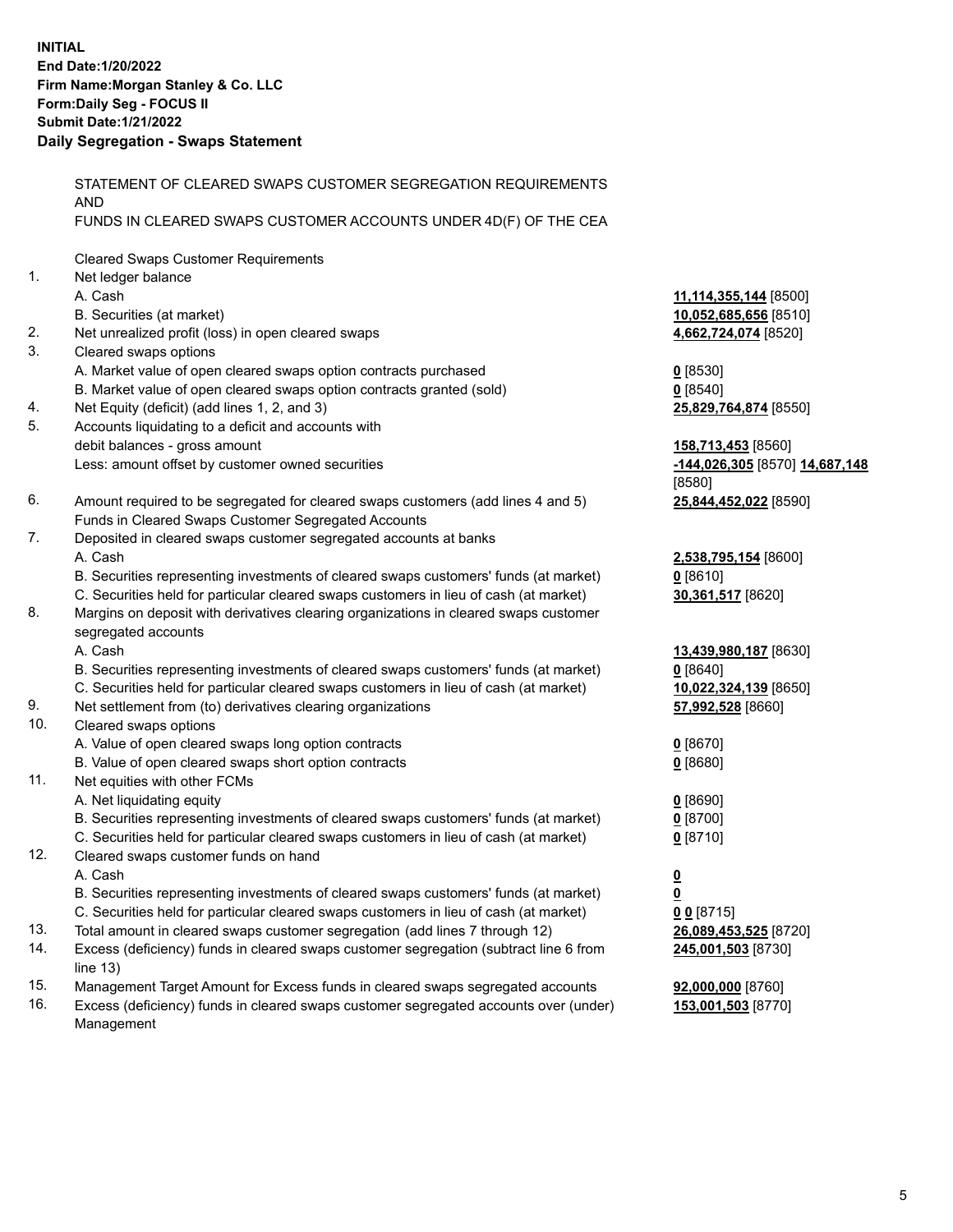**INITIAL**
**End Date:1/20/2022**
**Firm Name:Morgan Stanley & Co. LLC**
**Form:Daily Seg - FOCUS II**
**Submit Date:1/21/2022**
**Daily Segregation - Swaps Statement**

STATEMENT OF CLEARED SWAPS CUSTOMER SEGREGATION REQUIREMENTS AND
FUNDS IN CLEARED SWAPS CUSTOMER ACCOUNTS UNDER 4D(F) OF THE CEA

| | | |
|---|---|---|
| | Cleared Swaps Customer Requirements | |
| 1. | Net ledger balance | |
| | A. Cash | **11,114,355,144** [8500] |
| | B. Securities (at market) | **10,052,685,656** [8510] |
| 2. | Net unrealized profit (loss) in open cleared swaps | **4,662,724,074** [8520] |
| 3. | Cleared swaps options | |
| | A. Market value of open cleared swaps option contracts purchased | **0** [8530] |
| | B. Market value of open cleared swaps option contracts granted (sold) | **0** [8540] |
| 4. | Net Equity (deficit) (add lines 1, 2, and 3) | **25,829,764,874** [8550] |
| 5. | Accounts liquidating to a deficit and accounts with debit balances - gross amount | **158,713,453** [8560] |
| | Less: amount offset by customer owned securities | **-144,026,305** [8570] **14,687,148** [8580] |
| 6. | Amount required to be segregated for cleared swaps customers (add lines 4 and 5) | **25,844,452,022** [8590] |
| | Funds in Cleared Swaps Customer Segregated Accounts | |
| 7. | Deposited in cleared swaps customer segregated accounts at banks | |
| | A. Cash | **2,538,795,154** [8600] |
| | B. Securities representing investments of cleared swaps customers' funds (at market) | **0** [8610] |
| | C. Securities held for particular cleared swaps customers in lieu of cash (at market) | **30,361,517** [8620] |
| 8. | Margins on deposit with derivatives clearing organizations in cleared swaps customer segregated accounts | |
| | A. Cash | **13,439,980,187** [8630] |
| | B. Securities representing investments of cleared swaps customers' funds (at market) | **0** [8640] |
| | C. Securities held for particular cleared swaps customers in lieu of cash (at market) | **10,022,324,139** [8650] |
| 9. | Net settlement from (to) derivatives clearing organizations | **57,992,528** [8660] |
| 10. | Cleared swaps options | |
| | A. Value of open cleared swaps long option contracts | **0** [8670] |
| | B. Value of open cleared swaps short option contracts | **0** [8680] |
| 11. | Net equities with other FCMs | |
| | A. Net liquidating equity | **0** [8690] |
| | B. Securities representing investments of cleared swaps customers' funds (at market) | **0** [8700] |
| | C. Securities held for particular cleared swaps customers in lieu of cash (at market) | **0** [8710] |
| 12. | Cleared swaps customer funds on hand | |
| | A. Cash | **0** |
| | B. Securities representing investments of cleared swaps customers' funds (at market) | **0** |
| | C. Securities held for particular cleared swaps customers in lieu of cash (at market) | **0** **0** [8715] |
| 13. | Total amount in cleared swaps customer segregation (add lines 7 through 12) | **26,089,453,525** [8720] |
| 14. | Excess (deficiency) funds in cleared swaps customer segregation (subtract line 6 from line 13) | **245,001,503** [8730] |
| 15. | Management Target Amount for Excess funds in cleared swaps segregated accounts | **92,000,000** [8760] |
| 16. | Excess (deficiency) funds in cleared swaps customer segregated accounts over (under) Management | **153,001,503** [8770] |